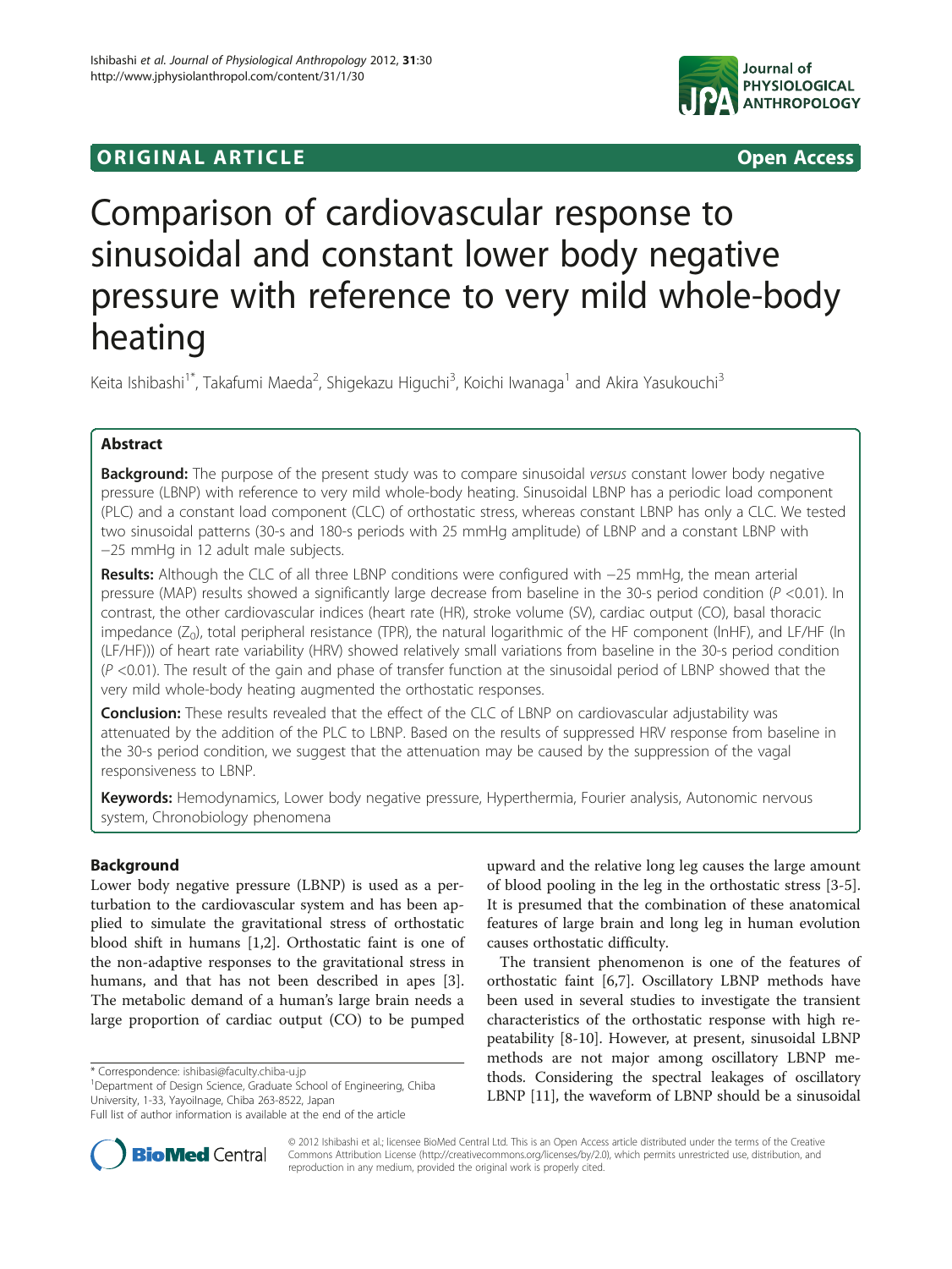**ORIGINAL ARTICLE** **Open Access**

# Comparison of cardiovascular response to sinusoidal and constant lower body negative pressure with reference to very mild whole-body heating

Keita Ishibashi[1*], Takafumi Maeda[2], Shigekazu Higuchi[3], Koichi Iwanaga[1] and Akira Yasukouchi[3]

## Abstract

**Background:** The purpose of the present study was to compare sinusoidal *versus* constant lower body negative pressure (LBNP) with reference to very mild whole-body heating. Sinusoidal LBNP has a periodic load component (PLC) and a constant load component (CLC) of orthostatic stress, whereas constant LBNP has only a CLC. We tested two sinusoidal patterns (30-s and 180-s periods with 25 mmHg amplitude) of LBNP and a constant LBNP with −25 mmHg in 12 adult male subjects.

**Results:** Although the CLC of all three LBNP conditions were configured with −25 mmHg, the mean arterial pressure (MAP) results showed a significantly large decrease from baseline in the 30-s period condition ($P$ <0.01). In contrast, the other cardiovascular indices (heart rate (HR), stroke volume (SV), cardiac output (CO), basal thoracic impedance ($Z_0$), total peripheral resistance (TPR), the natural logarithmic of the HF component (lnHF), and LF/HF (ln (LF/HF))) of heart rate variability (HRV) showed relatively small variations from baseline in the 30-s period condition ($P$ <0.01). The result of the gain and phase of transfer function at the sinusoidal period of LBNP showed that the very mild whole-body heating augmented the orthostatic responses.

**Conclusion:** These results revealed that the effect of the CLC of LBNP on cardiovascular adjustability was attenuated by the addition of the PLC to LBNP. Based on the results of suppressed HRV response from baseline in the 30-s period condition, we suggest that the attenuation may be caused by the suppression of the vagal responsiveness to LBNP.

**Keywords:** Hemodynamics, Lower body negative pressure, Hyperthermia, Fourier analysis, Autonomic nervous system, Chronobiology phenomena

## Background

Lower body negative pressure (LBNP) is used as a perturbation to the cardiovascular system and has been applied to simulate the gravitational stress of orthostatic blood shift in humans [1,2]. Orthostatic faint is one of the non-adaptive responses to the gravitational stress in humans, and that has not been described in apes [3]. The metabolic demand of a human's large brain needs a large proportion of cardiac output (CO) to be pumped upward and the relative long leg causes the large amount of blood pooling in the leg in the orthostatic stress [3-5]. It is presumed that the combination of these anatomical features of large brain and long leg in human evolution causes orthostatic difficulty.

The transient phenomenon is one of the features of orthostatic faint [6,7]. Oscillatory LBNP methods have been used in several studies to investigate the transient characteristics of the orthostatic response with high repeatability [8-10]. However, at present, sinusoidal LBNP methods are not major among oscillatory LBNP methods. Considering the spectral leakages of oscillatory LBNP [11], the waveform of LBNP should be a sinusoidal

\* Correspondence: ishibasi@faculty.chiba-u.jp

[1]Department of Design Science, Graduate School of Engineering, Chiba University, 1-33, YayoiInage, Chiba 263-8522, Japan

Full list of author information is available at the end of the article

© 2012 Ishibashi et al.; licensee BioMed Central Ltd. This is an Open Access article distributed under the terms of the Creative Commons Attribution License (http://creativecommons.org/licenses/by/2.0), which permits unrestricted use, distribution, and reproduction in any medium, provided the original work is properly cited.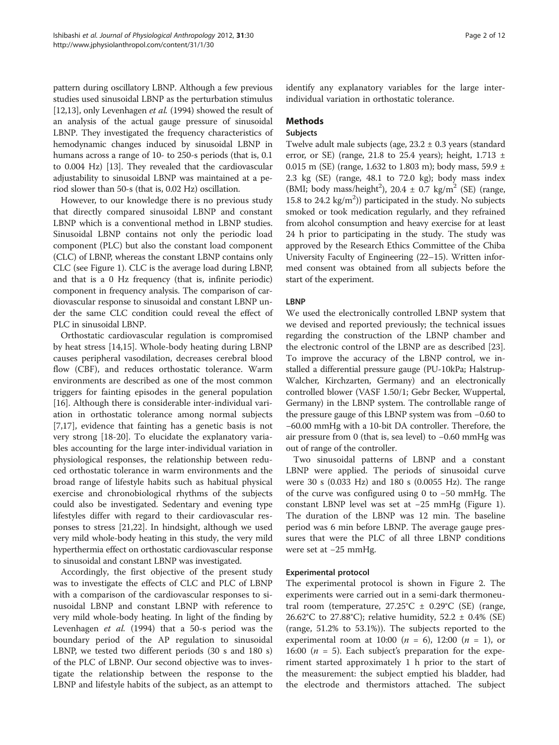pattern during oscillatory LBNP. Although a few previous studies used sinusoidal LBNP as the perturbation stimulus [12,13], only Levenhagen *et al.* (1994) showed the result of an analysis of the actual gauge pressure of sinusoidal LBNP. They investigated the frequency characteristics of hemodynamic changes induced by sinusoidal LBNP in humans across a range of 10- to 250-s periods (that is, 0.1 to 0.004 Hz) [13]. They revealed that the cardiovascular adjustability to sinusoidal LBNP was maintained at a period slower than 50-s (that is, 0.02 Hz) oscillation.

However, to our knowledge there is no previous study that directly compared sinusoidal LBNP and constant LBNP which is a conventional method in LBNP studies. Sinusoidal LBNP contains not only the periodic load component (PLC) but also the constant load component (CLC) of LBNP, whereas the constant LBNP contains only CLC (see Figure 1). CLC is the average load during LBNP, and that is a 0 Hz frequency (that is, infinite periodic) component in frequency analysis. The comparison of cardiovascular response to sinusoidal and constant LBNP under the same CLC condition could reveal the effect of PLC in sinusoidal LBNP.

Orthostatic cardiovascular regulation is compromised by heat stress [14,15]. Whole-body heating during LBNP causes peripheral vasodilation, decreases cerebral blood flow (CBF), and reduces orthostatic tolerance. Warm environments are described as one of the most common triggers for fainting episodes in the general population [16]. Although there is considerable inter-individual variation in orthostatic tolerance among normal subjects [7,17], evidence that fainting has a genetic basis is not very strong [18-20]. To elucidate the explanatory variables accounting for the large inter-individual variation in physiological responses, the relationship between reduced orthostatic tolerance in warm environments and the broad range of lifestyle habits such as habitual physical exercise and chronobiological rhythms of the subjects could also be investigated. Sedentary and evening type lifestyles differ with regard to their cardiovascular responses to stress [21,22]. In hindsight, although we used very mild whole-body heating in this study, the very mild hyperthermia effect on orthostatic cardiovascular response to sinusoidal and constant LBNP was investigated.

Accordingly, the first objective of the present study was to investigate the effects of CLC and PLC of LBNP with a comparison of the cardiovascular responses to sinusoidal LBNP and constant LBNP with reference to very mild whole-body heating. In light of the finding by Levenhagen *et al.* (1994) that a 50-s period was the boundary period of the AP regulation to sinusoidal LBNP, we tested two different periods (30 s and 180 s) of the PLC of LBNP. Our second objective was to investigate the relationship between the response to the LBNP and lifestyle habits of the subject, as an attempt to identify any explanatory variables for the large inter-individual variation in orthostatic tolerance.

## Methods

### Subjects

Twelve adult male subjects (age, 23.2 ± 0.3 years (standard error, or SE) (range, 21.8 to 25.4 years); height, 1.713 ± 0.015 m (SE) (range, 1.632 to 1.803 m); body mass, 59.9 ± 2.3 kg (SE) (range, 48.1 to 72.0 kg); body mass index (BMI; body mass/height$^2$), 20.4 ± 0.7 kg/m$^2$ (SE) (range, 15.8 to 24.2 kg/m$^2$)) participated in the study. No subjects smoked or took medication regularly, and they refrained from alcohol consumption and heavy exercise for at least 24 h prior to participating in the study. The study was approved by the Research Ethics Committee of the Chiba University Faculty of Engineering (22–15). Written informed consent was obtained from all subjects before the start of the experiment.

### LBNP

We used the electronically controlled LBNP system that we devised and reported previously; the technical issues regarding the construction of the LBNP chamber and the electronic control of the LBNP are as described [23]. To improve the accuracy of the LBNP control, we installed a differential pressure gauge (PU-10kPa; Halstrup-Walcher, Kirchzarten, Germany) and an electronically controlled blower (VASF 1.50/1; Gebr Becker, Wuppertal, Germany) in the LBNP system. The controllable range of the pressure gauge of this LBNP system was from −0.60 to −60.00 mmHg with a 10-bit DA controller. Therefore, the air pressure from 0 (that is, sea level) to −0.60 mmHg was out of range of the controller.

Two sinusoidal patterns of LBNP and a constant LBNP were applied. The periods of sinusoidal curve were 30 s (0.033 Hz) and 180 s (0.0055 Hz). The range of the curve was configured using 0 to −50 mmHg. The constant LBNP level was set at −25 mmHg (Figure 1). The duration of the LBNP was 12 min. The baseline period was 6 min before LBNP. The average gauge pressures that were the PLC of all three LBNP conditions were set at −25 mmHg.

### Experimental protocol

The experimental protocol is shown in Figure 2. The experiments were carried out in a semi-dark thermoneutral room (temperature, 27.25°C ± 0.29°C (SE) (range, 26.62°C to 27.88°C); relative humidity, 52.2 ± 0.4% (SE) (range, 51.2% to 53.1%)). The subjects reported to the experimental room at 10:00 ($n$ = 6), 12:00 ($n$ = 1), or 16:00 ($n$ = 5). Each subject's preparation for the experiment started approximately 1 h prior to the start of the measurement: the subject emptied his bladder, had the electrode and thermistors attached. The subject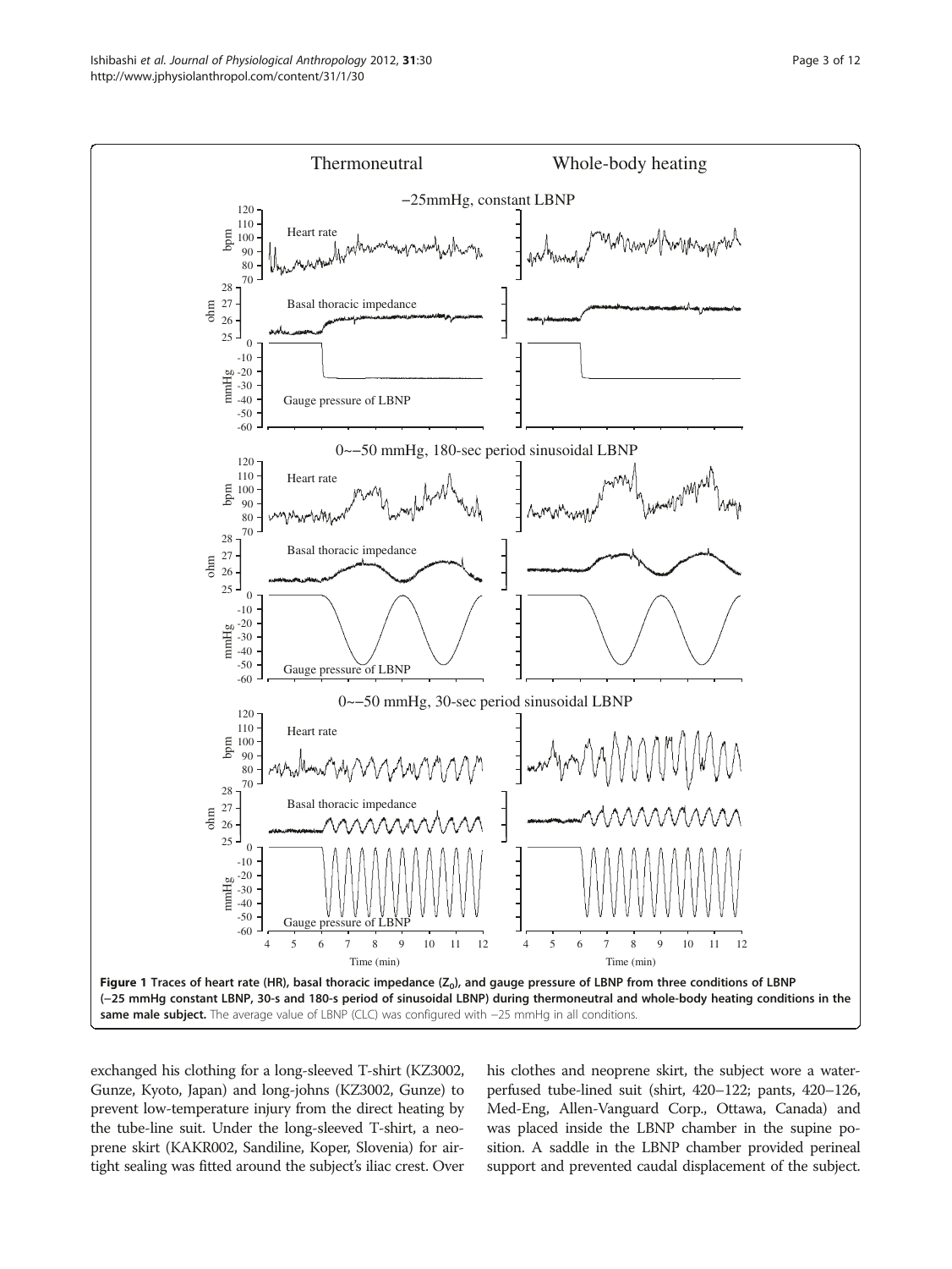**Figure 1 Traces of heart rate (HR), basal thoracic impedance ($Z_0$), and gauge pressure of LBNP from three conditions of LBNP (−25 mmHg constant LBNP, 30-s and 180-s period of sinusoidal LBNP) during thermoneutral and whole-body heating conditions in the same male subject.** The average value of LBNP (CLC) was configured with −25 mmHg in all conditions.

exchanged his clothing for a long-sleeved T-shirt (KZ3002, Gunze, Kyoto, Japan) and long-johns (KZ3002, Gunze) to prevent low-temperature injury from the direct heating by the tube-line suit. Under the long-sleeved T-shirt, a neoprene skirt (KAKR002, Sandiline, Koper, Slovenia) for airtight sealing was fitted around the subject's iliac crest. Over his clothes and neoprene skirt, the subject wore a water-perfused tube-lined suit (shirt, 420–122; pants, 420–126, Med-Eng, Allen-Vanguard Corp., Ottawa, Canada) and was placed inside the LBNP chamber in the supine position. A saddle in the LBNP chamber provided perineal support and prevented caudal displacement of the subject.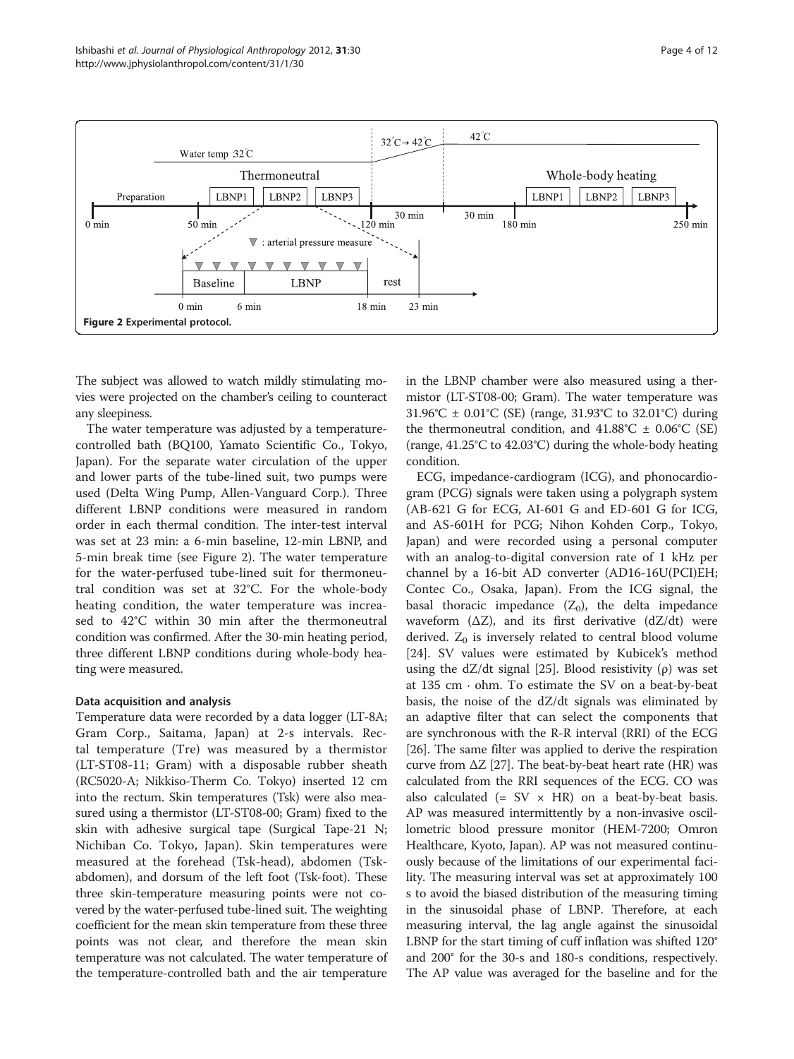Figure 2 Experimental protocol.

The subject was allowed to watch mildly stimulating movies were projected on the chamber's ceiling to counteract any sleepiness.

The water temperature was adjusted by a temperature-controlled bath (BQ100, Yamato Scientific Co., Tokyo, Japan). For the separate water circulation of the upper and lower parts of the tube-lined suit, two pumps were used (Delta Wing Pump, Allen-Vanguard Corp.). Three different LBNP conditions were measured in random order in each thermal condition. The inter-test interval was set at 23 min: a 6-min baseline, 12-min LBNP, and 5-min break time (see Figure 2). The water temperature for the water-perfused tube-lined suit for thermoneutral condition was set at 32°C. For the whole-body heating condition, the water temperature was increased to 42°C within 30 min after the thermoneutral condition was confirmed. After the 30-min heating period, three different LBNP conditions during whole-body heating were measured.

### Data acquisition and analysis

Temperature data were recorded by a data logger (LT-8A; Gram Corp., Saitama, Japan) at 2-s intervals. Rectal temperature (Tre) was measured by a thermistor (LT-ST08-11; Gram) with a disposable rubber sheath (RC5020-A; Nikkiso-Therm Co. Tokyo) inserted 12 cm into the rectum. Skin temperatures (Tsk) were also measured using a thermistor (LT-ST08-00; Gram) fixed to the skin with adhesive surgical tape (Surgical Tape-21 N; Nichiban Co. Tokyo, Japan). Skin temperatures were measured at the forehead (Tsk-head), abdomen (Tsk-abdomen), and dorsum of the left foot (Tsk-foot). These three skin-temperature measuring points were not covered by the water-perfused tube-lined suit. The weighting coefficient for the mean skin temperature from these three points was not clear, and therefore the mean skin temperature was not calculated. The water temperature of the temperature-controlled bath and the air temperature in the LBNP chamber were also measured using a thermistor (LT-ST08-00; Gram). The water temperature was 31.96°C ± 0.01°C (SE) (range, 31.93°C to 32.01°C) during the thermoneutral condition, and 41.88°C ± 0.06°C (SE) (range, 41.25°C to 42.03°C) during the whole-body heating condition.

ECG, impedance-cardiogram (ICG), and phonocardiogram (PCG) signals were taken using a polygraph system (AB-621 G for ECG, AI-601 G and ED-601 G for ICG, and AS-601H for PCG; Nihon Kohden Corp., Tokyo, Japan) and were recorded using a personal computer with an analog-to-digital conversion rate of 1 kHz per channel by a 16-bit AD converter (AD16-16U(PCI)EH; Contec Co., Osaka, Japan). From the ICG signal, the basal thoracic impedance ($Z_0$), the delta impedance waveform ($\Delta Z$), and its first derivative ($dZ/dt$) were derived. $Z_0$ is inversely related to central blood volume [24]. SV values were estimated by Kubicek's method using the $dZ/dt$ signal [25]. Blood resistivity ($\rho$) was set at 135 cm · ohm. To estimate the SV on a beat-by-beat basis, the noise of the $dZ/dt$ signals was eliminated by an adaptive filter that can select the components that are synchronous with the R-R interval (RRI) of the ECG [26]. The same filter was applied to derive the respiration curve from $\Delta Z$ [27]. The beat-by-beat heart rate (HR) was calculated from the RRI sequences of the ECG. CO was also calculated (= SV × HR) on a beat-by-beat basis. AP was measured intermittently by a non-invasive oscillometric blood pressure monitor (HEM-7200; Omron Healthcare, Kyoto, Japan). AP was not measured continuously because of the limitations of our experimental facility. The measuring interval was set at approximately 100 s to avoid the biased distribution of the measuring timing in the sinusoidal phase of LBNP. Therefore, at each measuring interval, the lag angle against the sinusoidal LBNP for the start timing of cuff inflation was shifted 120° and 200° for the 30-s and 180-s conditions, respectively. The AP value was averaged for the baseline and for the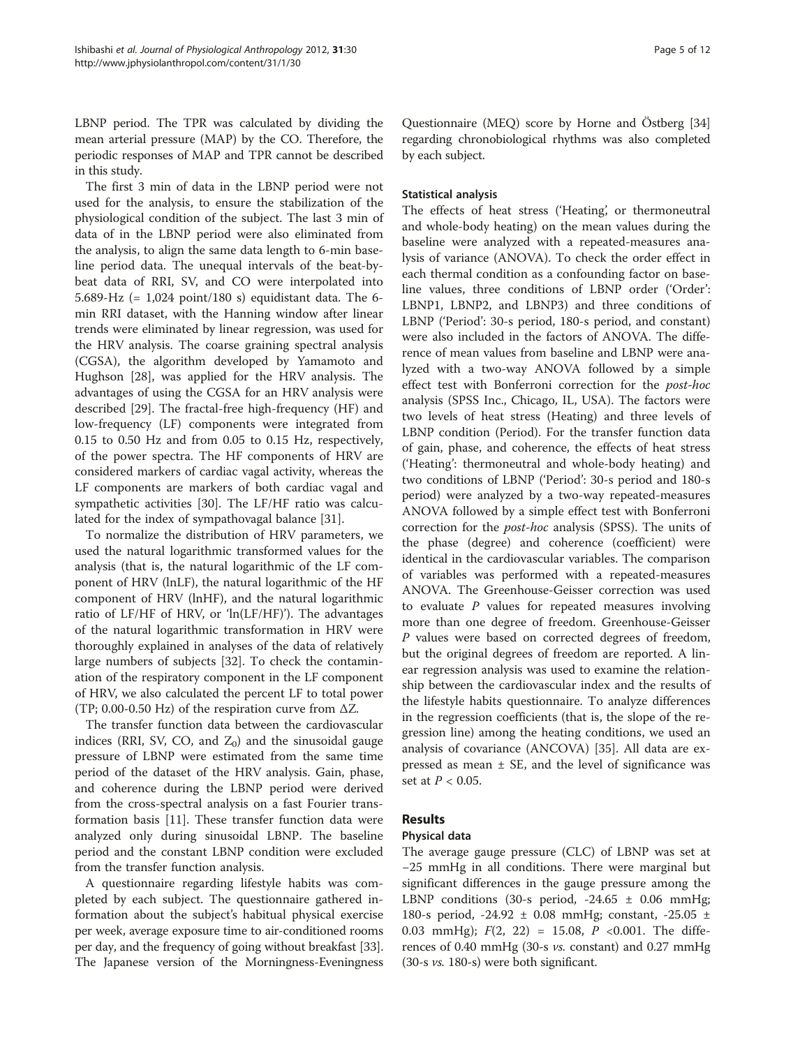LBNP period. The TPR was calculated by dividing the mean arterial pressure (MAP) by the CO. Therefore, the periodic responses of MAP and TPR cannot be described in this study.

The first 3 min of data in the LBNP period were not used for the analysis, to ensure the stabilization of the physiological condition of the subject. The last 3 min of data of in the LBNP period were also eliminated from the analysis, to align the same data length to 6-min baseline period data. The unequal intervals of the beat-by-beat data of RRI, SV, and CO were interpolated into 5.689-Hz (= 1,024 point/180 s) equidistant data. The 6-min RRI dataset, with the Hanning window after linear trends were eliminated by linear regression, was used for the HRV analysis. The coarse graining spectral analysis (CGSA), the algorithm developed by Yamamoto and Hughson [28], was applied for the HRV analysis. The advantages of using the CGSA for an HRV analysis were described [29]. The fractal-free high-frequency (HF) and low-frequency (LF) components were integrated from 0.15 to 0.50 Hz and from 0.05 to 0.15 Hz, respectively, of the power spectra. The HF components of HRV are considered markers of cardiac vagal activity, whereas the LF components are markers of both cardiac vagal and sympathetic activities [30]. The LF/HF ratio was calculated for the index of sympathovagal balance [31].

To normalize the distribution of HRV parameters, we used the natural logarithmic transformed values for the analysis (that is, the natural logarithmic of the LF component of HRV (lnLF), the natural logarithmic of the HF component of HRV (lnHF), and the natural logarithmic ratio of LF/HF of HRV, or 'ln(LF/HF)'). The advantages of the natural logarithmic transformation in HRV were thoroughly explained in analyses of the data of relatively large numbers of subjects [32]. To check the contamination of the respiratory component in the LF component of HRV, we also calculated the percent LF to total power (TP; 0.00-0.50 Hz) of the respiration curve from $\Delta Z$.

The transfer function data between the cardiovascular indices (RRI, SV, CO, and $Z_0$) and the sinusoidal gauge pressure of LBNP were estimated from the same time period of the dataset of the HRV analysis. Gain, phase, and coherence during the LBNP period were derived from the cross-spectral analysis on a fast Fourier transformation basis [11]. These transfer function data were analyzed only during sinusoidal LBNP. The baseline period and the constant LBNP condition were excluded from the transfer function analysis.

A questionnaire regarding lifestyle habits was completed by each subject. The questionnaire gathered information about the subject's habitual physical exercise per week, average exposure time to air-conditioned rooms per day, and the frequency of going without breakfast [33]. The Japanese version of the Morningness-Eveningness Questionnaire (MEQ) score by Horne and Östberg [34] regarding chronobiological rhythms was also completed by each subject.

### Statistical analysis

The effects of heat stress ('Heating', or thermoneutral and whole-body heating) on the mean values during the baseline were analyzed with a repeated-measures analysis of variance (ANOVA). To check the order effect in each thermal condition as a confounding factor on baseline values, three conditions of LBNP order ('Order': LBNP1, LBNP2, and LBNP3) and three conditions of LBNP ('Period': 30-s period, 180-s period, and constant) were also included in the factors of ANOVA. The difference of mean values from baseline and LBNP were analyzed with a two-way ANOVA followed by a simple effect test with Bonferroni correction for the *post-hoc* analysis (SPSS Inc., Chicago, IL, USA). The factors were two levels of heat stress (Heating) and three levels of LBNP condition (Period). For the transfer function data of gain, phase, and coherence, the effects of heat stress ('Heating': thermoneutral and whole-body heating) and two conditions of LBNP ('Period': 30-s period and 180-s period) were analyzed by a two-way repeated-measures ANOVA followed by a simple effect test with Bonferroni correction for the *post-hoc* analysis (SPSS). The units of the phase (degree) and coherence (coefficient) were identical in the cardiovascular variables. The comparison of variables was performed with a repeated-measures ANOVA. The Greenhouse-Geisser correction was used to evaluate $P$ values for repeated measures involving more than one degree of freedom. Greenhouse-Geisser $P$ values were based on corrected degrees of freedom, but the original degrees of freedom are reported. A linear regression analysis was used to examine the relationship between the cardiovascular index and the results of the lifestyle habits questionnaire. To analyze differences in the regression coefficients (that is, the slope of the regression line) among the heating conditions, we used an analysis of covariance (ANCOVA) [35]. All data are expressed as mean ± SE, and the level of significance was set at $P < 0.05$.

## Results

### Physical data

The average gauge pressure (CLC) of LBNP was set at −25 mmHg in all conditions. There were marginal but significant differences in the gauge pressure among the LBNP conditions (30-s period, -24.65 ± 0.06 mmHg; 180-s period, -24.92 ± 0.08 mmHg; constant, -25.05 ± 0.03 mmHg); $F(2, 22) = 15.08$, $P < 0.001$. The differences of 0.40 mmHg (30-s *vs.* constant) and 0.27 mmHg (30-s *vs.* 180-s) were both significant.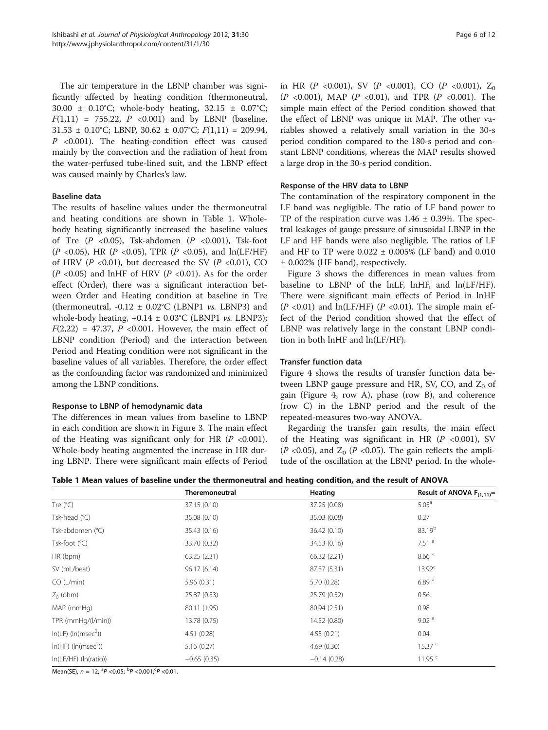The air temperature in the LBNP chamber was significantly affected by heating condition (thermoneutral, 30.00 ± 0.10°C; whole-body heating, 32.15 ± 0.07°C; $F(1,11) = 755.22$, $P < 0.001$) and by LBNP (baseline, 31.53 ± 0.10°C; LBNP, 30.62 ± 0.07°C; $F(1,11) = 209.94$, $P < 0.001$). The heating-condition effect was caused mainly by the convection and the radiation of heat from the water-perfused tube-lined suit, and the LBNP effect was caused mainly by Charles's law.

### Baseline data

The results of baseline values under the thermoneutral and heating conditions are shown in Table 1. Whole-body heating significantly increased the baseline values of Tre ($P < 0.05$), Tsk-abdomen ($P < 0.001$), Tsk-foot ($P < 0.05$), HR ($P < 0.05$), TPR ($P < 0.05$), and ln(LF/HF) of HRV ($P < 0.01$), but decreased the SV ($P < 0.01$), CO ($P < 0.05$) and lnHF of HRV ($P < 0.01$). As for the order effect (Order), there was a significant interaction between Order and Heating condition at baseline in Tre (thermoneutral, -0.12 ± 0.02°C (LBNP1 *vs.* LBNP3) and whole-body heating, +0.14 ± 0.03°C (LBNP1 *vs.* LBNP3); $F(2,22) = 47.37$, $P < 0.001$. However, the main effect of LBNP condition (Period) and the interaction between Period and Heating condition were not significant in the baseline values of all variables. Therefore, the order effect as the confounding factor was randomized and minimized among the LBNP conditions.

### Response to LBNP of hemodynamic data

The differences in mean values from baseline to LBNP in each condition are shown in Figure 3. The main effect of the Heating was significant only for HR ($P < 0.001$). Whole-body heating augmented the increase in HR during LBNP. There were significant main effects of Period in HR ($P < 0.001$), SV ($P < 0.001$), CO ($P < 0.001$), $Z_0$ ($P < 0.001$), MAP ($P < 0.01$), and TPR ($P < 0.001$). The simple main effect of the Period condition showed that the effect of LBNP was unique in MAP. The other variables showed a relatively small variation in the 30-s period condition compared to the 180-s period and constant LBNP conditions, whereas the MAP results showed a large drop in the 30-s period condition.

### Response of the HRV data to LBNP

The contamination of the respiratory component in the LF band was negligible. The ratio of LF band power to TP of the respiration curve was 1.46 ± 0.39%. The spectral leakages of gauge pressure of sinusoidal LBNP in the LF and HF bands were also negligible. The ratios of LF and HF to TP were 0.022 ± 0.005% (LF band) and 0.010 ± 0.002% (HF band), respectively.

Figure 3 shows the differences in mean values from baseline to LBNP of the lnLF, lnHF, and ln(LF/HF). There were significant main effects of Period in lnHF ($P < 0.01$) and ln(LF/HF) ($P < 0.01$). The simple main effect of the Period condition showed that the effect of LBNP was relatively large in the constant LBNP condition in both lnHF and ln(LF/HF).

### Transfer function data

Figure 4 shows the results of transfer function data between LBNP gauge pressure and HR, SV, CO, and $Z_0$ of gain (Figure 4, row A), phase (row B), and coherence (row C) in the LBNP period and the result of the repeated-measures two-way ANOVA.

Regarding the transfer gain results, the main effect of the Heating was significant in HR ($P < 0.001$), SV ($P < 0.05$), and $Z_0$ ($P < 0.05$). The gain reflects the amplitude of the oscillation at the LBNP period. In the whole-

**Table 1 Mean values of baseline under the thermoneutral and heating condition, and the result of ANOVA**

| | Theremoneutral | Heating | Result of ANOVA $F_{(1,11)}$= |
|---|---|---|---|
| Tre (°C) | 37.15 (0.10) | 37.25 (0.08) | 5.05[a] |
| Tsk-head (°C) | 35.08 (0.10) | 35.03 (0.08) | 0.27 |
| Tsk-abdomen (°C) | 35.43 (0.16) | 36.42 (0.10) | 83.19[b] |
| Tsk-foot (°C) | 33.70 (0.32) | 34.53 (0.16) | 7.51 [a] |
| HR (bpm) | 63.25 (2.31) | 66.32 (2.21) | 8.66 [a] |
| SV (mL/beat) | 96.17 (6.14) | 87.37 (5.31) | 13.92[c] |
| CO (L/min) | 5.96 (0.31) | 5.70 (0.28) | 6.89 [a] |
| $Z_0$ (ohm) | 25.87 (0.53) | 25.79 (0.52) | 0.56 |
| MAP (mmHg) | 80.11 (1.95) | 80.94 (2.51) | 0.98 |
| TPR (mmHg/(l/min)) | 13.78 (0.75) | 14.52 (0.80) | 9.02 [a] |
| ln(LF) (ln(msec$^2$)) | 4.51 (0.28) | 4.55 (0.21) | 0.04 |
| ln(HF) (ln(msec$^2$)) | 5.16 (0.27) | 4.69 (0.30) | 15.37 [c] |
| ln(LF/HF) (ln(ratio)) | −0.65 (0.35) | −0.14 (0.28) | 11.95 [c] |

Mean(SE), $n = 12$, [a]$P < 0.05$; [b]$P < 0.001$; [c]$P < 0.01$.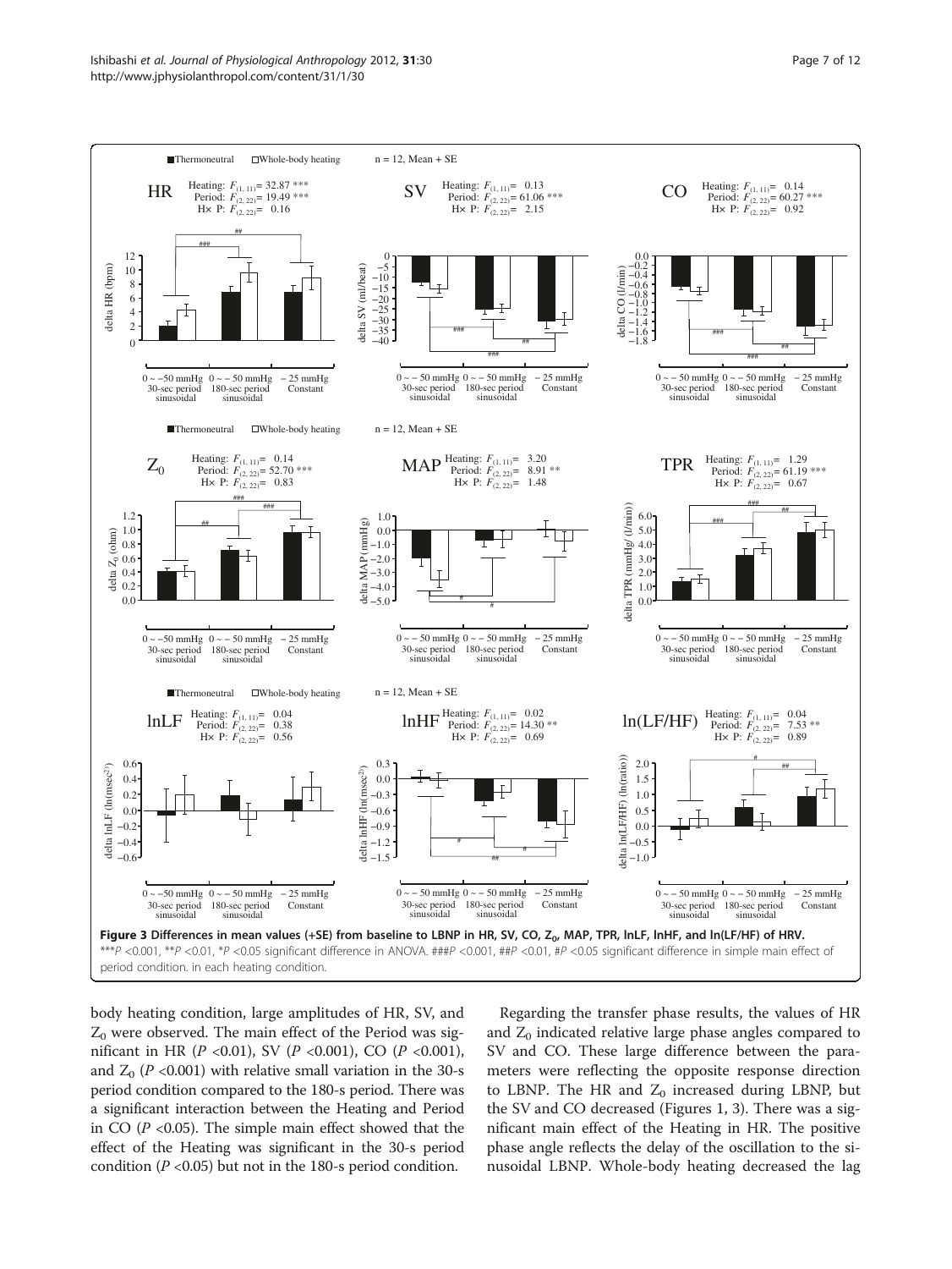**Figure 3 Differences in mean values (+SE) from baseline to LBNP in HR, SV, CO, $Z_0$, MAP, TPR, lnLF, lnHF, and ln(LF/HF) of HRV.** ***$P$ <0.001, **$P$ <0.01, *$P$ <0.05 significant difference in ANOVA. ###$P$ <0.001, ##$P$ <0.01, #$P$ <0.05 significant difference in simple main effect of period condition. in each heating condition.

body heating condition, large amplitudes of HR, SV, and $Z_0$ were observed. The main effect of the Period was significant in HR ($P$ <0.01), SV ($P$ <0.001), CO ($P$ <0.001), and $Z_0$ ($P$ <0.001) with relative small variation in the 30-s period condition compared to the 180-s period. There was a significant interaction between the Heating and Period in CO ($P$ <0.05). The simple main effect showed that the effect of the Heating was significant in the 30-s period condition ($P$ <0.05) but not in the 180-s period condition.

Regarding the transfer phase results, the values of HR and $Z_0$ indicated relative large phase angles compared to SV and CO. These large difference between the parameters were reflecting the opposite response direction to LBNP. The HR and $Z_0$ increased during LBNP, but the SV and CO decreased (Figures 1, 3). There was a significant main effect of the Heating in HR. The positive phase angle reflects the delay of the oscillation to the sinusoidal LBNP. Whole-body heating decreased the lag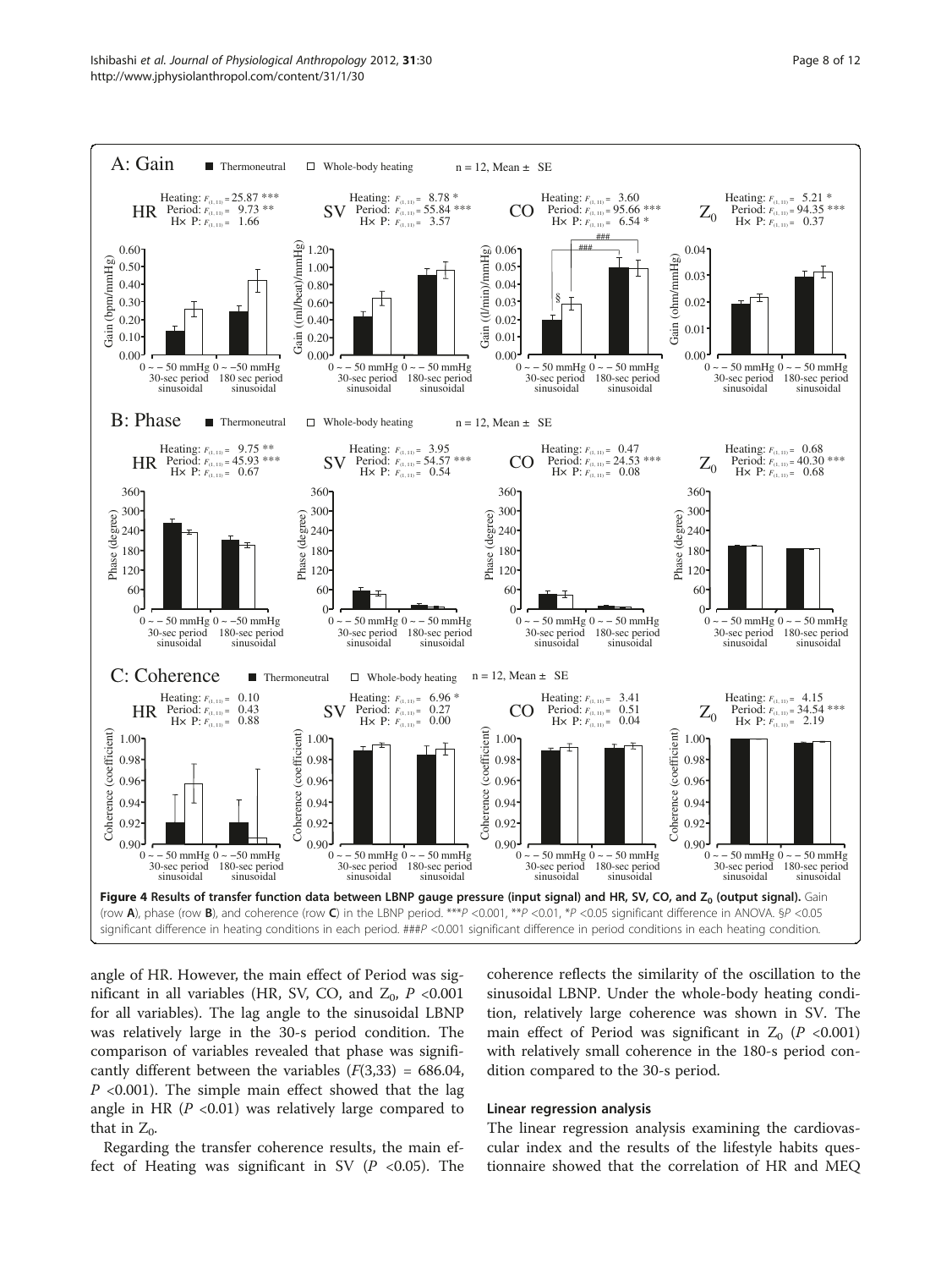**Figure 4 Results of transfer function data between LBNP gauge pressure (input signal) and HR, SV, CO, and $Z_0$ (output signal).** Gain (row **A**), phase (row **B**), and coherence (row **C**) in the LBNP period. ***$P$ <0.001, **$P$ <0.01, *$P$ <0.05 significant difference in ANOVA. §$P$ <0.05 significant difference in heating conditions in each period. ###$P$ <0.001 significant difference in period conditions in each heating condition.

angle of HR. However, the main effect of Period was significant in all variables (HR, SV, CO, and $Z_0$, $P$ <0.001 for all variables). The lag angle to the sinusoidal LBNP was relatively large in the 30-s period condition. The comparison of variables revealed that phase was significantly different between the variables ($F(3,33)$ = 686.04, $P$ <0.001). The simple main effect showed that the lag angle in HR ($P$ <0.01) was relatively large compared to that in $Z_0$.

Regarding the transfer coherence results, the main effect of Heating was significant in SV ($P$ <0.05). The coherence reflects the similarity of the oscillation to the sinusoidal LBNP. Under the whole-body heating condition, relatively large coherence was shown in SV. The main effect of Period was significant in $Z_0$ ($P$ <0.001) with relatively small coherence in the 180-s period condition compared to the 30-s period.

#### Linear regression analysis

The linear regression analysis examining the cardiovascular index and the results of the lifestyle habits questionnaire showed that the correlation of HR and MEQ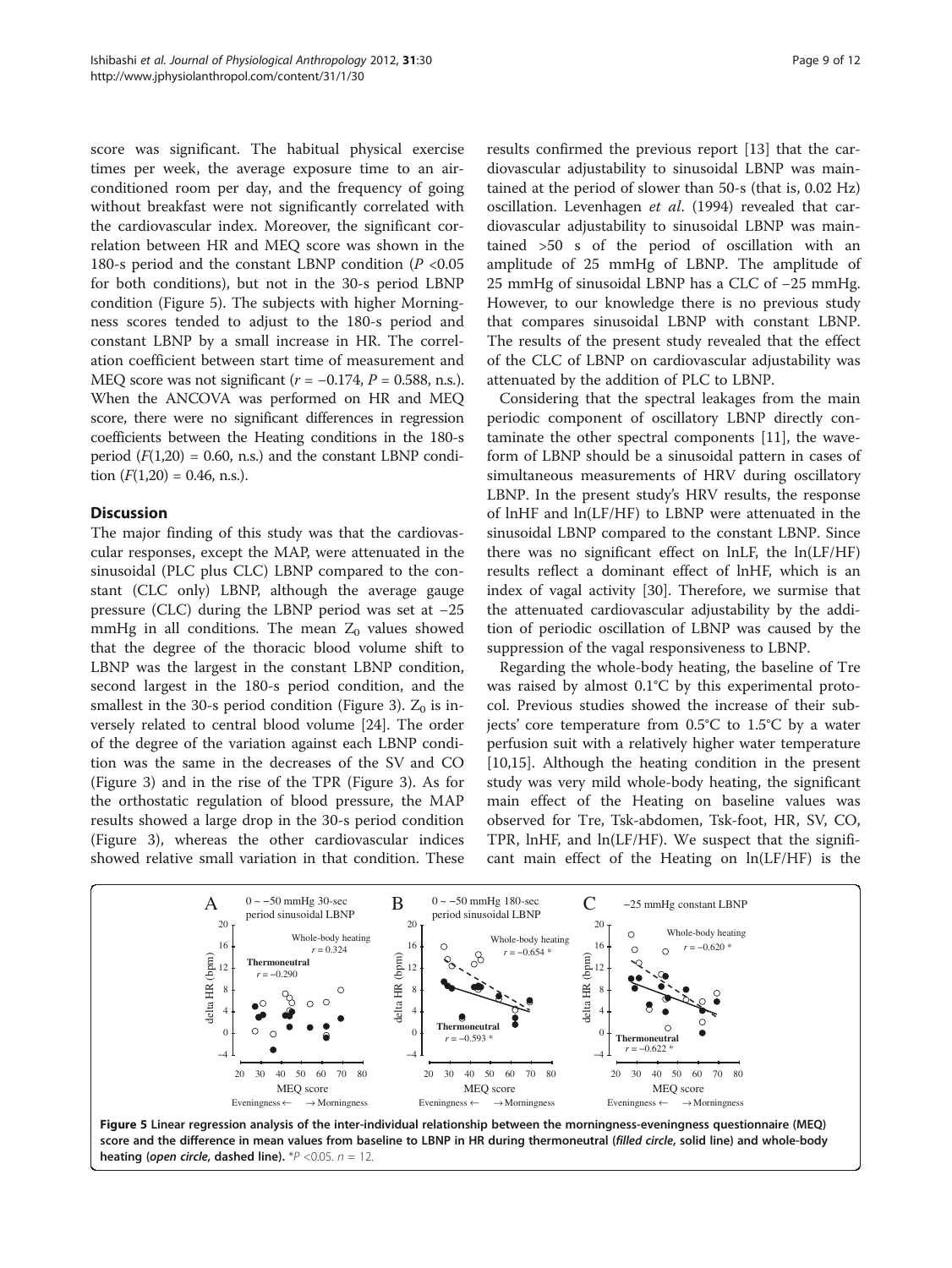score was significant. The habitual physical exercise times per week, the average exposure time to an air-conditioned room per day, and the frequency of going without breakfast were not significantly correlated with the cardiovascular index. Moreover, the significant correlation between HR and MEQ score was shown in the 180-s period and the constant LBNP condition ($P$ <0.05 for both conditions), but not in the 30-s period LBNP condition (Figure 5). The subjects with higher Morningness scores tended to adjust to the 180-s period and constant LBNP by a small increase in HR. The correlation coefficient between start time of measurement and MEQ score was not significant ($r$ = −0.174, $P$ = 0.588, n.s.). When the ANCOVA was performed on HR and MEQ score, there were no significant differences in regression coefficients between the Heating conditions in the 180-s period ($F(1,20)$ = 0.60, n.s.) and the constant LBNP condition ($F(1,20)$ = 0.46, n.s.).

## Discussion

The major finding of this study was that the cardiovascular responses, except the MAP, were attenuated in the sinusoidal (PLC plus CLC) LBNP compared to the constant (CLC only) LBNP, although the average gauge pressure (CLC) during the LBNP period was set at −25 mmHg in all conditions. The mean $Z_0$ values showed that the degree of the thoracic blood volume shift to LBNP was the largest in the constant LBNP condition, second largest in the 180-s period condition, and the smallest in the 30-s period condition (Figure 3). $Z_0$ is inversely related to central blood volume [24]. The order of the degree of the variation against each LBNP condition was the same in the decreases of the SV and CO (Figure 3) and in the rise of the TPR (Figure 3). As for the orthostatic regulation of blood pressure, the MAP results showed a large drop in the 30-s period condition (Figure 3), whereas the other cardiovascular indices showed relative small variation in that condition. These results confirmed the previous report [13] that the cardiovascular adjustability to sinusoidal LBNP was maintained at the period of slower than 50-s (that is, 0.02 Hz) oscillation. Levenhagen *et al*. (1994) revealed that cardiovascular adjustability to sinusoidal LBNP was maintained >50 s of the period of oscillation with an amplitude of 25 mmHg of LBNP. The amplitude of 25 mmHg of sinusoidal LBNP has a CLC of −25 mmHg. However, to our knowledge there is no previous study that compares sinusoidal LBNP with constant LBNP. The results of the present study revealed that the effect of the CLC of LBNP on cardiovascular adjustability was attenuated by the addition of PLC to LBNP.

Considering that the spectral leakages from the main periodic component of oscillatory LBNP directly contaminate the other spectral components [11], the waveform of LBNP should be a sinusoidal pattern in cases of simultaneous measurements of HRV during oscillatory LBNP. In the present study's HRV results, the response of lnHF and ln(LF/HF) to LBNP were attenuated in the sinusoidal LBNP compared to the constant LBNP. Since there was no significant effect on lnLF, the ln(LF/HF) results reflect a dominant effect of lnHF, which is an index of vagal activity [30]. Therefore, we surmise that the attenuated cardiovascular adjustability by the addition of periodic oscillation of LBNP was caused by the suppression of the vagal responsiveness to LBNP.

Regarding the whole-body heating, the baseline of Tre was raised by almost 0.1°C by this experimental protocol. Previous studies showed the increase of their subjects' core temperature from 0.5°C to 1.5°C by a water perfusion suit with a relatively higher water temperature [10,15]. Although the heating condition in the present study was very mild whole-body heating, the significant main effect of the Heating on baseline values was observed for Tre, Tsk-abdomen, Tsk-foot, HR, SV, CO, TPR, lnHF, and ln(LF/HF). We suspect that the significant main effect of the Heating on ln(LF/HF) is the

**Figure 5 Linear regression analysis of the inter-individual relationship between the morningness-eveningness questionnaire (MEQ) score and the difference in mean values from baseline to LBNP in HR during thermoneutral (*filled circle*, solid line) and whole-body heating (*open circle*, dashed line).** *$P$ <0.05. $n$ = 12.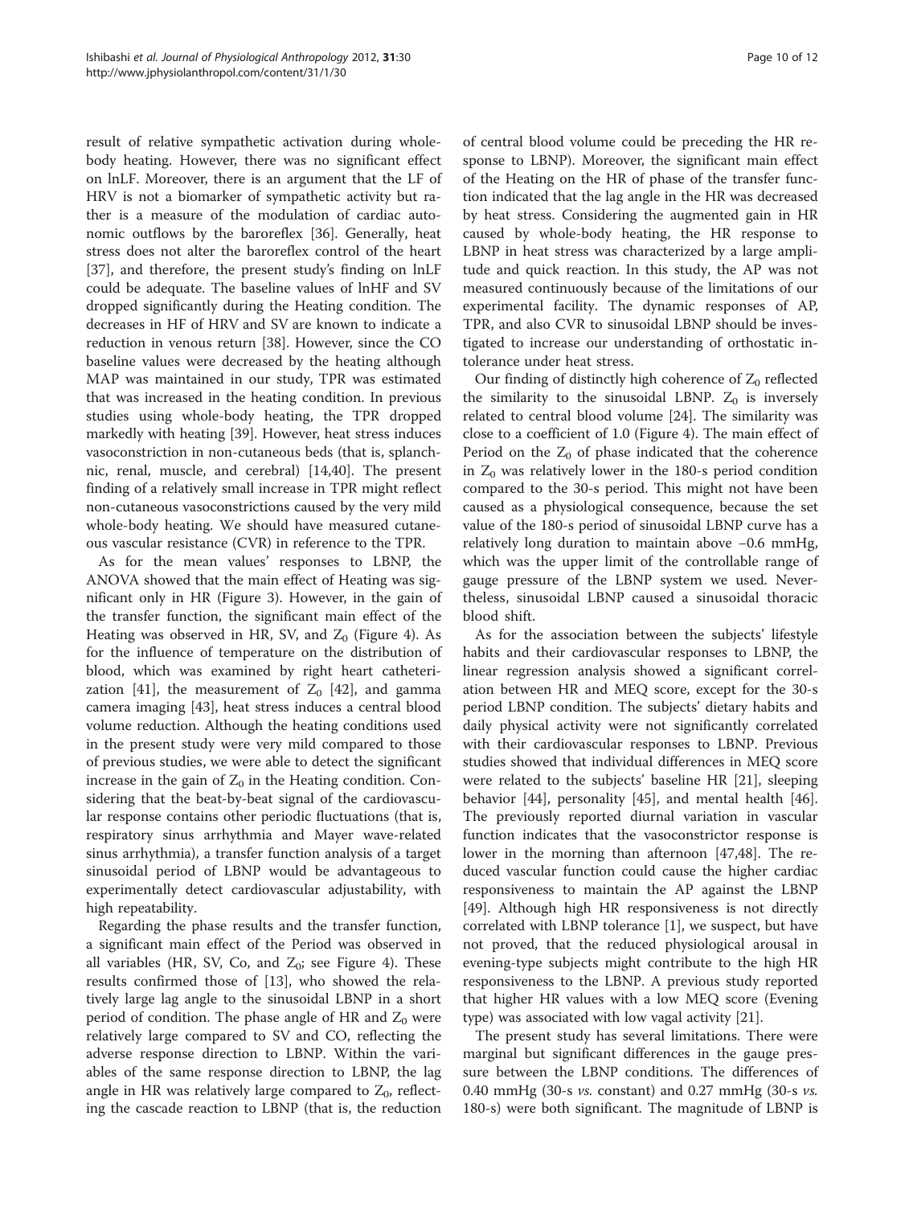result of relative sympathetic activation during whole-body heating. However, there was no significant effect on lnLF. Moreover, there is an argument that the LF of HRV is not a biomarker of sympathetic activity but rather is a measure of the modulation of cardiac autonomic outflows by the baroreflex [36]. Generally, heat stress does not alter the baroreflex control of the heart [37], and therefore, the present study's finding on lnLF could be adequate. The baseline values of lnHF and SV dropped significantly during the Heating condition. The decreases in HF of HRV and SV are known to indicate a reduction in venous return [38]. However, since the CO baseline values were decreased by the heating although MAP was maintained in our study, TPR was estimated that was increased in the heating condition. In previous studies using whole-body heating, the TPR dropped markedly with heating [39]. However, heat stress induces vasoconstriction in non-cutaneous beds (that is, splanchnic, renal, muscle, and cerebral) [14,40]. The present finding of a relatively small increase in TPR might reflect non-cutaneous vasoconstrictions caused by the very mild whole-body heating. We should have measured cutaneous vascular resistance (CVR) in reference to the TPR.

As for the mean values' responses to LBNP, the ANOVA showed that the main effect of Heating was significant only in HR (Figure 3). However, in the gain of the transfer function, the significant main effect of the Heating was observed in HR, SV, and $Z_0$ (Figure 4). As for the influence of temperature on the distribution of blood, which was examined by right heart catheterization [41], the measurement of $Z_0$ [42], and gamma camera imaging [43], heat stress induces a central blood volume reduction. Although the heating conditions used in the present study were very mild compared to those of previous studies, we were able to detect the significant increase in the gain of $Z_0$ in the Heating condition. Considering that the beat-by-beat signal of the cardiovascular response contains other periodic fluctuations (that is, respiratory sinus arrhythmia and Mayer wave-related sinus arrhythmia), a transfer function analysis of a target sinusoidal period of LBNP would be advantageous to experimentally detect cardiovascular adjustability, with high repeatability.

Regarding the phase results and the transfer function, a significant main effect of the Period was observed in all variables (HR, SV, Co, and $Z_0$; see Figure 4). These results confirmed those of [13], who showed the relatively large lag angle to the sinusoidal LBNP in a short period of condition. The phase angle of HR and $Z_0$ were relatively large compared to SV and CO, reflecting the adverse response direction to LBNP. Within the variables of the same response direction to LBNP, the lag angle in HR was relatively large compared to $Z_0$, reflecting the cascade reaction to LBNP (that is, the reduction of central blood volume could be preceding the HR response to LBNP). Moreover, the significant main effect of the Heating on the HR of phase of the transfer function indicated that the lag angle in the HR was decreased by heat stress. Considering the augmented gain in HR caused by whole-body heating, the HR response to LBNP in heat stress was characterized by a large amplitude and quick reaction. In this study, the AP was not measured continuously because of the limitations of our experimental facility. The dynamic responses of AP, TPR, and also CVR to sinusoidal LBNP should be investigated to increase our understanding of orthostatic intolerance under heat stress.

Our finding of distinctly high coherence of $Z_0$ reflected the similarity to the sinusoidal LBNP. $Z_0$ is inversely related to central blood volume [24]. The similarity was close to a coefficient of 1.0 (Figure 4). The main effect of Period on the $Z_0$ of phase indicated that the coherence in $Z_0$ was relatively lower in the 180-s period condition compared to the 30-s period. This might not have been caused as a physiological consequence, because the set value of the 180-s period of sinusoidal LBNP curve has a relatively long duration to maintain above −0.6 mmHg, which was the upper limit of the controllable range of gauge pressure of the LBNP system we used. Nevertheless, sinusoidal LBNP caused a sinusoidal thoracic blood shift.

As for the association between the subjects' lifestyle habits and their cardiovascular responses to LBNP, the linear regression analysis showed a significant correlation between HR and MEQ score, except for the 30-s period LBNP condition. The subjects' dietary habits and daily physical activity were not significantly correlated with their cardiovascular responses to LBNP. Previous studies showed that individual differences in MEQ score were related to the subjects' baseline HR [21], sleeping behavior [44], personality [45], and mental health [46]. The previously reported diurnal variation in vascular function indicates that the vasoconstrictor response is lower in the morning than afternoon [47,48]. The reduced vascular function could cause the higher cardiac responsiveness to maintain the AP against the LBNP [49]. Although high HR responsiveness is not directly correlated with LBNP tolerance [1], we suspect, but have not proved, that the reduced physiological arousal in evening-type subjects might contribute to the high HR responsiveness to the LBNP. A previous study reported that higher HR values with a low MEQ score (Evening type) was associated with low vagal activity [21].

The present study has several limitations. There were marginal but significant differences in the gauge pressure between the LBNP conditions. The differences of 0.40 mmHg (30-s *vs.* constant) and 0.27 mmHg (30-s *vs.* 180-s) were both significant. The magnitude of LBNP is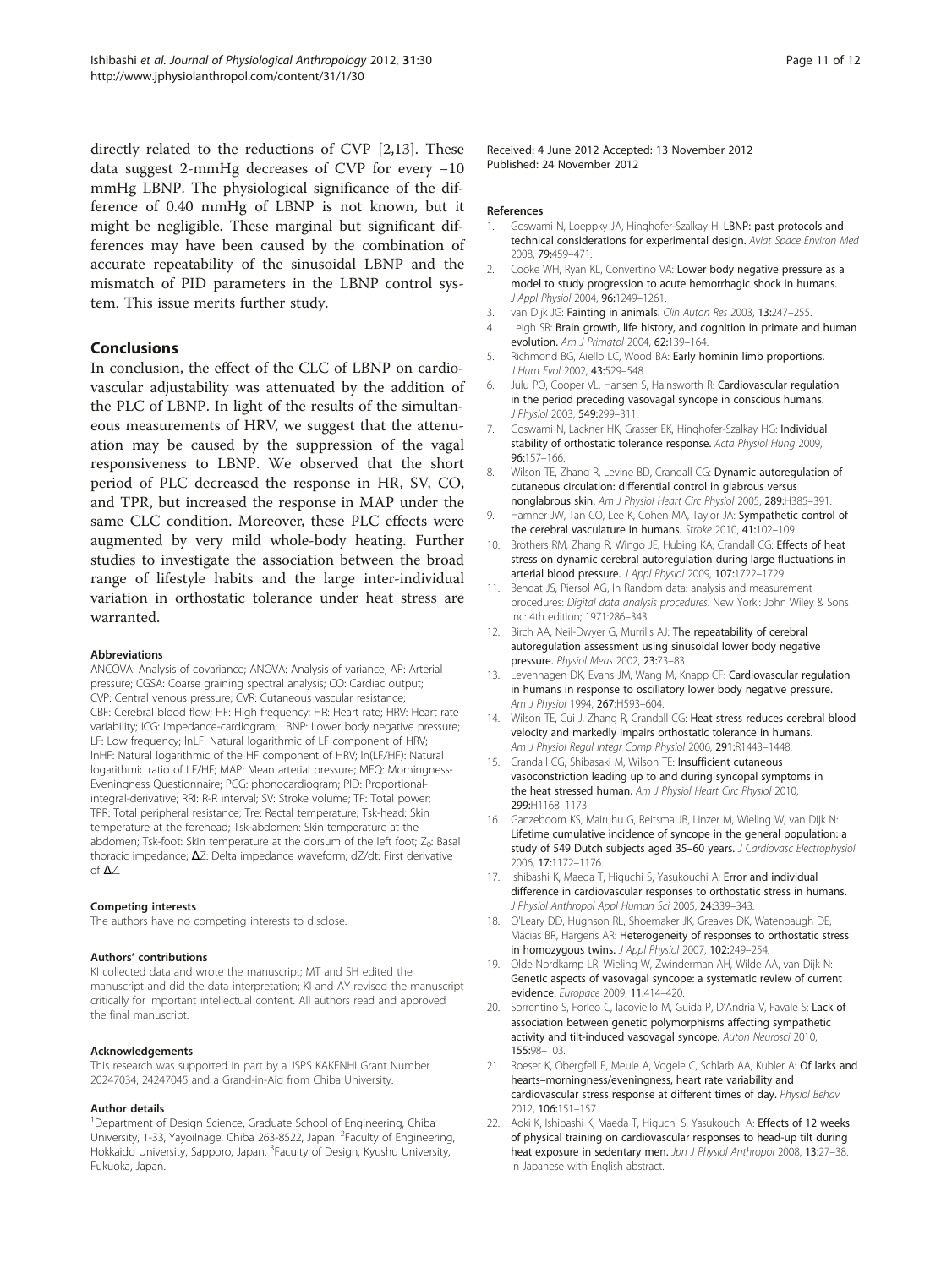directly related to the reductions of CVP [2,13]. These data suggest 2-mmHg decreases of CVP for every −10 mmHg LBNP. The physiological significance of the difference of 0.40 mmHg of LBNP is not known, but it might be negligible. These marginal but significant differences may have been caused by the combination of accurate repeatability of the sinusoidal LBNP and the mismatch of PID parameters in the LBNP control system. This issue merits further study.

## Conclusions

In conclusion, the effect of the CLC of LBNP on cardiovascular adjustability was attenuated by the addition of the PLC of LBNP. In light of the results of the simultaneous measurements of HRV, we suggest that the attenuation may be caused by the suppression of the vagal responsiveness to LBNP. We observed that the short period of PLC decreased the response in HR, SV, CO, and TPR, but increased the response in MAP under the same CLC condition. Moreover, these PLC effects were augmented by very mild whole-body heating. Further studies to investigate the association between the broad range of lifestyle habits and the large inter-individual variation in orthostatic tolerance under heat stress are warranted.

#### Abbreviations

ANCOVA: Analysis of covariance; ANOVA: Analysis of variance; AP: Arterial pressure; CGSA: Coarse graining spectral analysis; CO: Cardiac output; CVP: Central venous pressure; CVR: Cutaneous vascular resistance; CBF: Cerebral blood flow; HF: High frequency; HR: Heart rate; HRV: Heart rate variability; ICG: Impedance-cardiogram; LBNP: Lower body negative pressure; LF: Low frequency; lnLF: Natural logarithmic of LF component of HRV; lnHF: Natural logarithmic of the HF component of HRV; ln(LF/HF): Natural logarithmic ratio of LF/HF; MAP: Mean arterial pressure; MEQ: Morningness-Eveningness Questionnaire; PCG: phonocardiogram; PID: Proportional-integral-derivative; RRI: R-R interval; SV: Stroke volume; TP: Total power; TPR: Total peripheral resistance; Tre: Rectal temperature; Tsk-head: Skin temperature at the forehead; Tsk-abdomen: Skin temperature at the abdomen; Tsk-foot: Skin temperature at the dorsum of the left foot; $Z_0$: Basal thoracic impedance; ΔZ: Delta impedance waveform; dZ/dt: First derivative of ΔZ.

#### Competing interests

The authors have no competing interests to disclose.

#### Authors' contributions

KI collected data and wrote the manuscript; MT and SH edited the manuscript and did the data interpretation; KI and AY revised the manuscript critically for important intellectual content. All authors read and approved the final manuscript.

#### Acknowledgements

This research was supported in part by a JSPS KAKENHI Grant Number 20247034, 24247045 and a Grand-in-Aid from Chiba University.

#### Author details

[1]Department of Design Science, Graduate School of Engineering, Chiba University, 1-33, Yayoilnage, Chiba 263-8522, Japan. [2]Faculty of Engineering, Hokkaido University, Sapporo, Japan. [3]Faculty of Design, Kyushu University, Fukuoka, Japan.

Received: 4 June 2012 Accepted: 13 November 2012
Published: 24 November 2012

#### References

1. Goswami N, Loeppky JA, Hinghofer-Szalkay H: LBNP: past protocols and technical considerations for experimental design. *Aviat Space Environ Med* 2008, **79:**459–471.
2. Cooke WH, Ryan KL, Convertino VA: Lower body negative pressure as a model to study progression to acute hemorrhagic shock in humans. *J Appl Physiol* 2004, **96:**1249–1261.
3. van Dijk JG: Fainting in animals. *Clin Auton Res* 2003, **13:**247–255.
4. Leigh SR: Brain growth, life history, and cognition in primate and human evolution. *Am J Primatol* 2004, **62:**139–164.
5. Richmond BG, Aiello LC, Wood BA: Early hominin limb proportions. *J Hum Evol* 2002, **43:**529–548.
6. Julu PO, Cooper VL, Hansen S, Hainsworth R: Cardiovascular regulation in the period preceding vasovagal syncope in conscious humans. *J Physiol* 2003, **549:**299–311.
7. Goswami N, Lackner HK, Grasser EK, Hinghofer-Szalkay HG: Individual stability of orthostatic tolerance response. *Acta Physiol Hung* 2009, **96:**157–166.
8. Wilson TE, Zhang R, Levine BD, Crandall CG: Dynamic autoregulation of cutaneous circulation: differential control in glabrous versus nonglabrous skin. *Am J Physiol Heart Circ Physiol* 2005, **289:**H385–391.
9. Hamner JW, Tan CO, Lee K, Cohen MA, Taylor JA: Sympathetic control of the cerebral vasculature in humans. *Stroke* 2010, **41:**102–109.
10. Brothers RM, Zhang R, Wingo JE, Hubing KA, Crandall CG: Effects of heat stress on dynamic cerebral autoregulation during large fluctuations in arterial blood pressure. *J Appl Physiol* 2009, **107:**1722–1729.
11. Bendat JS, Piersol AG, In Random data: analysis and measurement procedures: *Digital data analysis procedures*. New York,: John Wiley & Sons Inc: 4th edition; 1971:286–343.
12. Birch AA, Neil-Dwyer G, Murrills AJ: The repeatability of cerebral autoregulation assessment using sinusoidal lower body negative pressure. *Physiol Meas* 2002, **23:**73–83.
13. Levenhagen DK, Evans JM, Wang M, Knapp CF: Cardiovascular regulation in humans in response to oscillatory lower body negative pressure. *Am J Physiol* 1994, **267:**H593–604.
14. Wilson TE, Cui J, Zhang R, Crandall CG: Heat stress reduces cerebral blood velocity and markedly impairs orthostatic tolerance in humans. *Am J Physiol Regul Integr Comp Physiol* 2006, **291:**R1443–1448.
15. Crandall CG, Shibasaki M, Wilson TE: Insufficient cutaneous vasoconstriction leading up to and during syncopal symptoms in the heat stressed human. *Am J Physiol Heart Circ Physiol* 2010, **299:**H1168–1173.
16. Ganzeboom KS, Mairuhu G, Reitsma JB, Linzer M, Wieling W, van Dijk N: Lifetime cumulative incidence of syncope in the general population: a study of 549 Dutch subjects aged 35–60 years. *J Cardiovasc Electrophysiol* 2006, **17:**1172–1176.
17. Ishibashi K, Maeda T, Higuchi S, Yasukouchi A: Error and individual difference in cardiovascular responses to orthostatic stress in humans. *J Physiol Anthropol Appl Human Sci* 2005, **24:**339–343.
18. O'Leary DD, Hughson RL, Shoemaker JK, Greaves DK, Watenpaugh DE, Macias BR, Hargens AR: Heterogeneity of responses to orthostatic stress in homozygous twins. *J Appl Physiol* 2007, **102:**249–254.
19. Olde Nordkamp LR, Wieling W, Zwinderman AH, Wilde AA, van Dijk N: Genetic aspects of vasovagal syncope: a systematic review of current evidence. *Europace* 2009, **11:**414–420.
20. Sorrentino S, Forleo C, Iacoviello M, Guida P, D'Andria V, Favale S: Lack of association between genetic polymorphisms affecting sympathetic activity and tilt-induced vasovagal syncope. *Auton Neurosci* 2010, **155:**98–103.
21. Roeser K, Obergfell F, Meule A, Vogele C, Schlarb AA, Kubler A: Of larks and hearts–morningness/eveningness, heart rate variability and cardiovascular stress response at different times of day. *Physiol Behav* 2012, **106:**151–157.
22. Aoki K, Ishibashi K, Maeda T, Higuchi S, Yasukouchi A: Effects of 12 weeks of physical training on cardiovascular responses to head-up tilt during heat exposure in sedentary men. *Jpn J Physiol Anthropol* 2008, **13:**27–38. In Japanese with English abstract.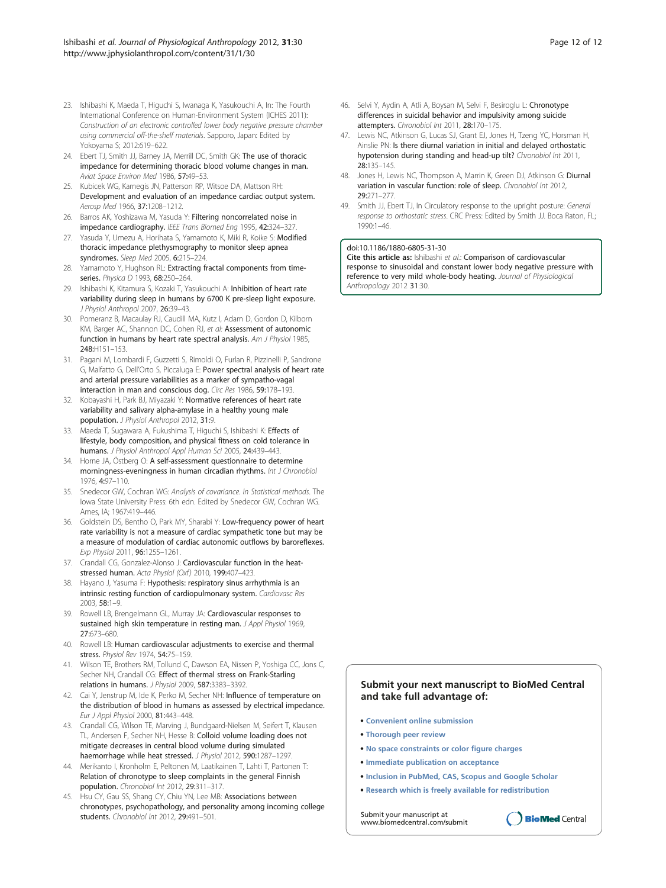23. Ishibashi K, Maeda T, Higuchi S, Iwanaga K, Yasukouchi A, In: The Fourth International Conference on Human-Environment System (ICHES 2011): *Construction of an electronic controlled lower body negative pressure chamber using commercial off-the-shelf materials*. Sapporo, Japan: Edited by Yokoyama S; 2012:619–622.
24. Ebert TJ, Smith JJ, Barney JA, Merrill DC, Smith GK: **The use of thoracic impedance for determining thoracic blood volume changes in man.** *Aviat Space Environ Med* 1986, **57:**49–53.
25. Kubicek WG, Karnegis JN, Patterson RP, Witsoe DA, Mattson RH: **Development and evaluation of an impedance cardiac output system.** *Aerosp Med* 1966, **37:**1208–1212.
26. Barros AK, Yoshizawa M, Yasuda Y: **Filtering noncorrelated noise in impedance cardiography.** *IEEE Trans Biomed Eng* 1995, **42:**324–327.
27. Yasuda Y, Umezu A, Horihata S, Yamamoto K, Miki R, Koike S: **Modified thoracic impedance plethysmography to monitor sleep apnea syndromes.** *Sleep Med* 2005, **6:**215–224.
28. Yamamoto Y, Hughson RL: **Extracting fractal components from time-series.** *Physica D* 1993, **68:**250–264.
29. Ishibashi K, Kitamura S, Kozaki T, Yasukouchi A: **Inhibition of heart rate variability during sleep in humans by 6700 K pre-sleep light exposure.** *J Physiol Anthropol* 2007, **26:**39–43.
30. Pomeranz B, Macaulay RJ, Caudill MA, Kutz I, Adam D, Gordon D, Kilborn KM, Barger AC, Shannon DC, Cohen RJ, *et al:* **Assessment of autonomic function in humans by heart rate spectral analysis.** *Am J Physiol* 1985, **248:**H151–153.
31. Pagani M, Lombardi F, Guzzetti S, Rimoldi O, Furlan R, Pizzinelli P, Sandrone G, Malfatto G, Dell'Orto S, Piccaluga E: **Power spectral analysis of heart rate and arterial pressure variabilities as a marker of sympatho-vagal interaction in man and conscious dog.** *Circ Res* 1986, **59:**178–193.
32. Kobayashi H, Park BJ, Miyazaki Y: **Normative references of heart rate variability and salivary alpha-amylase in a healthy young male population.** *J Physiol Anthropol* 2012, **31:**9.
33. Maeda T, Sugawara A, Fukushima T, Higuchi S, Ishibashi K: **Effects of lifestyle, body composition, and physical fitness on cold tolerance in humans.** *J Physiol Anthropol Appl Human Sci* 2005, **24:**439–443.
34. Horne JA, Östberg O: **A self-assessment questionnaire to determine morningness-eveningness in human circadian rhythms.** *Int J Chronobiol* 1976, **4:**97–110.
35. Snedecor GW, Cochran WG: *Analysis of covariance. In Statistical methods*. The Iowa State University Press: 6th edn. Edited by Snedecor GW, Cochran WG. Ames, IA; 1967:419–446.
36. Goldstein DS, Bentho O, Park MY, Sharabi Y: **Low-frequency power of heart rate variability is not a measure of cardiac sympathetic tone but may be a measure of modulation of cardiac autonomic outflows by baroreflexes.** *Exp Physiol* 2011, **96:**1255–1261.
37. Crandall CG, Gonzalez-Alonso J: **Cardiovascular function in the heat-stressed human.** *Acta Physiol (Oxf)* 2010, **199:**407–423.
38. Hayano J, Yasuma F: **Hypothesis: respiratory sinus arrhythmia is an intrinsic resting function of cardiopulmonary system.** *Cardiovasc Res* 2003, **58:**1–9.
39. Rowell LB, Brengelmann GL, Murray JA: **Cardiovascular responses to sustained high skin temperature in resting man.** *J Appl Physiol* 1969, **27:**673–680.
40. Rowell LB: **Human cardiovascular adjustments to exercise and thermal stress.** *Physiol Rev* 1974, **54:**75–159.
41. Wilson TE, Brothers RM, Tollund C, Dawson EA, Nissen P, Yoshiga CC, Jons C, Secher NH, Crandall CG: **Effect of thermal stress on Frank-Starling relations in humans.** *J Physiol* 2009, **587:**3383–3392.
42. Cai Y, Jenstrup M, Ide K, Perko M, Secher NH: **Influence of temperature on the distribution of blood in humans as assessed by electrical impedance.** *Eur J Appl Physiol* 2000, **81:**443–448.
43. Crandall CG, Wilson TE, Marving J, Bundgaard-Nielsen M, Seifert T, Klausen TL, Andersen F, Secher NH, Hesse B: **Colloid volume loading does not mitigate decreases in central blood volume during simulated haemorrhage while heat stressed.** *J Physiol* 2012, **590:**1287–1297.
44. Merikanto I, Kronholm E, Peltonen M, Laatikainen T, Lahti T, Partonen T: **Relation of chronotype to sleep complaints in the general Finnish population.** *Chronobiol Int* 2012, **29:**311–317.
45. Hsu CY, Gau SS, Shang CY, Chiu YN, Lee MB: **Associations between chronotypes, psychopathology, and personality among incoming college students.** *Chronobiol Int* 2012, **29:**491–501.
46. Selvi Y, Aydin A, Atli A, Boysan M, Selvi F, Besiroglu L: **Chronotype differences in suicidal behavior and impulsivity among suicide attempters.** *Chronobiol Int* 2011, **28:**170–175.
47. Lewis NC, Atkinson G, Lucas SJ, Grant EJ, Jones H, Tzeng YC, Horsman H, Ainslie PN: **Is there diurnal variation in initial and delayed orthostatic hypotension during standing and head-up tilt?** *Chronobiol Int* 2011, **28:**135–145.
48. Jones H, Lewis NC, Thompson A, Marrin K, Green DJ, Atkinson G: **Diurnal variation in vascular function: role of sleep.** *Chronobiol Int* 2012, **29:**271–277.
49. Smith JJ, Ebert TJ, In Circulatory response to the upright posture: *General response to orthostatic stress*. CRC Press: Edited by Smith JJ. Boca Raton, FL; 1990:1–46.

doi:10.1186/1880-6805-31-30

**Cite this article as:** Ishibashi *et al.*: Comparison of cardiovascular response to sinusoidal and constant lower body negative pressure with reference to very mild whole-body heating. *Journal of Physiological Anthropology* 2012 **31**:30.

**Submit your next manuscript to BioMed Central and take full advantage of:**

- **Convenient online submission**
- **Thorough peer review**
- **No space constraints or color figure charges**
- **Immediate publication on acceptance**
- **Inclusion in PubMed, CAS, Scopus and Google Scholar**
- **Research which is freely available for redistribution**

Submit your manuscript at www.biomedcentral.com/submit

BioMed Central